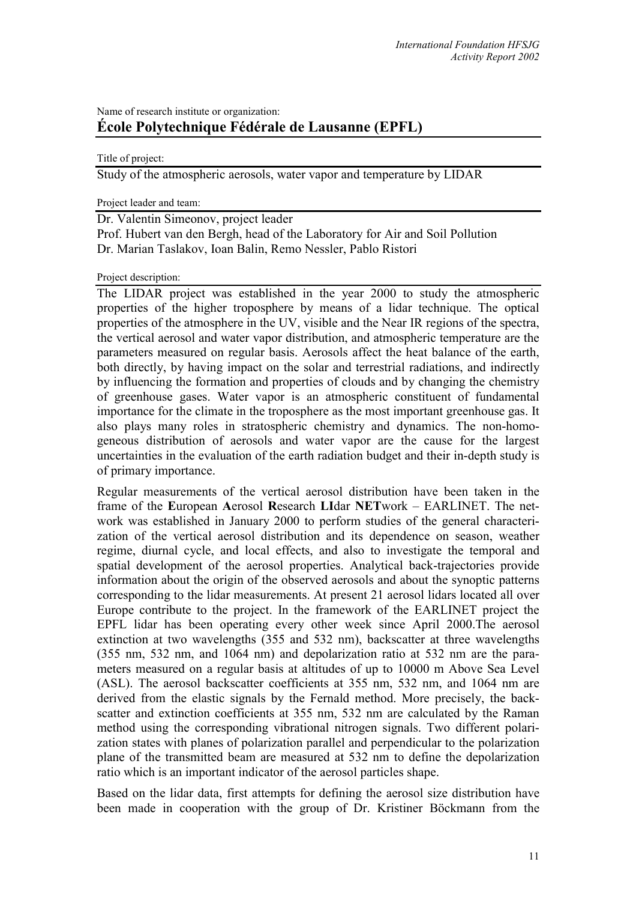Name of research institute or organization:

## École Polytechnique Fédérale de Lausanne (EPFL)

Title of project:

Study of the atmospheric aerosols, water vapor and temperature by LIDAR

Project leader and team:

Dr. Valentin Simeonov, project leader
Prof. Hubert van den Bergh, head of the Laboratory for Air and Soil Pollution
Dr. Marian Taslakov, Ioan Balin, Remo Nessler, Pablo Ristori

Project description:

The LIDAR project was established in the year 2000 to study the atmospheric properties of the higher troposphere by means of a lidar technique. The optical properties of the atmosphere in the UV, visible and the Near IR regions of the spectra, the vertical aerosol and water vapor distribution, and atmospheric temperature are the parameters measured on regular basis. Aerosols affect the heat balance of the earth, both directly, by having impact on the solar and terrestrial radiations, and indirectly by influencing the formation and properties of clouds and by changing the chemistry of greenhouse gases. Water vapor is an atmospheric constituent of fundamental importance for the climate in the troposphere as the most important greenhouse gas. It also plays many roles in stratospheric chemistry and dynamics. The non-homogeneous distribution of aerosols and water vapor are the cause for the largest uncertainties in the evaluation of the earth radiation budget and their in-depth study is of primary importance.

Regular measurements of the vertical aerosol distribution have been taken in the frame of the **E**uropean **A**erosol **R**esearch **LI**dar **NET**work – EARLINET. The network was established in January 2000 to perform studies of the general characterization of the vertical aerosol distribution and its dependence on season, weather regime, diurnal cycle, and local effects, and also to investigate the temporal and spatial development of the aerosol properties. Analytical back-trajectories provide information about the origin of the observed aerosols and about the synoptic patterns corresponding to the lidar measurements. At present 21 aerosol lidars located all over Europe contribute to the project. In the framework of the EARLINET project the EPFL lidar has been operating every other week since April 2000.The aerosol extinction at two wavelengths (355 and 532 nm), backscatter at three wavelengths (355 nm, 532 nm, and 1064 nm) and depolarization ratio at 532 nm are the parameters measured on a regular basis at altitudes of up to 10000 m Above Sea Level (ASL). The aerosol backscatter coefficients at 355 nm, 532 nm, and 1064 nm are derived from the elastic signals by the Fernald method. More precisely, the backscatter and extinction coefficients at 355 nm, 532 nm are calculated by the Raman method using the corresponding vibrational nitrogen signals. Two different polarization states with planes of polarization parallel and perpendicular to the polarization plane of the transmitted beam are measured at 532 nm to define the depolarization ratio which is an important indicator of the aerosol particles shape.

Based on the lidar data, first attempts for defining the aerosol size distribution have been made in cooperation with the group of Dr. Kristiner Böckmann from the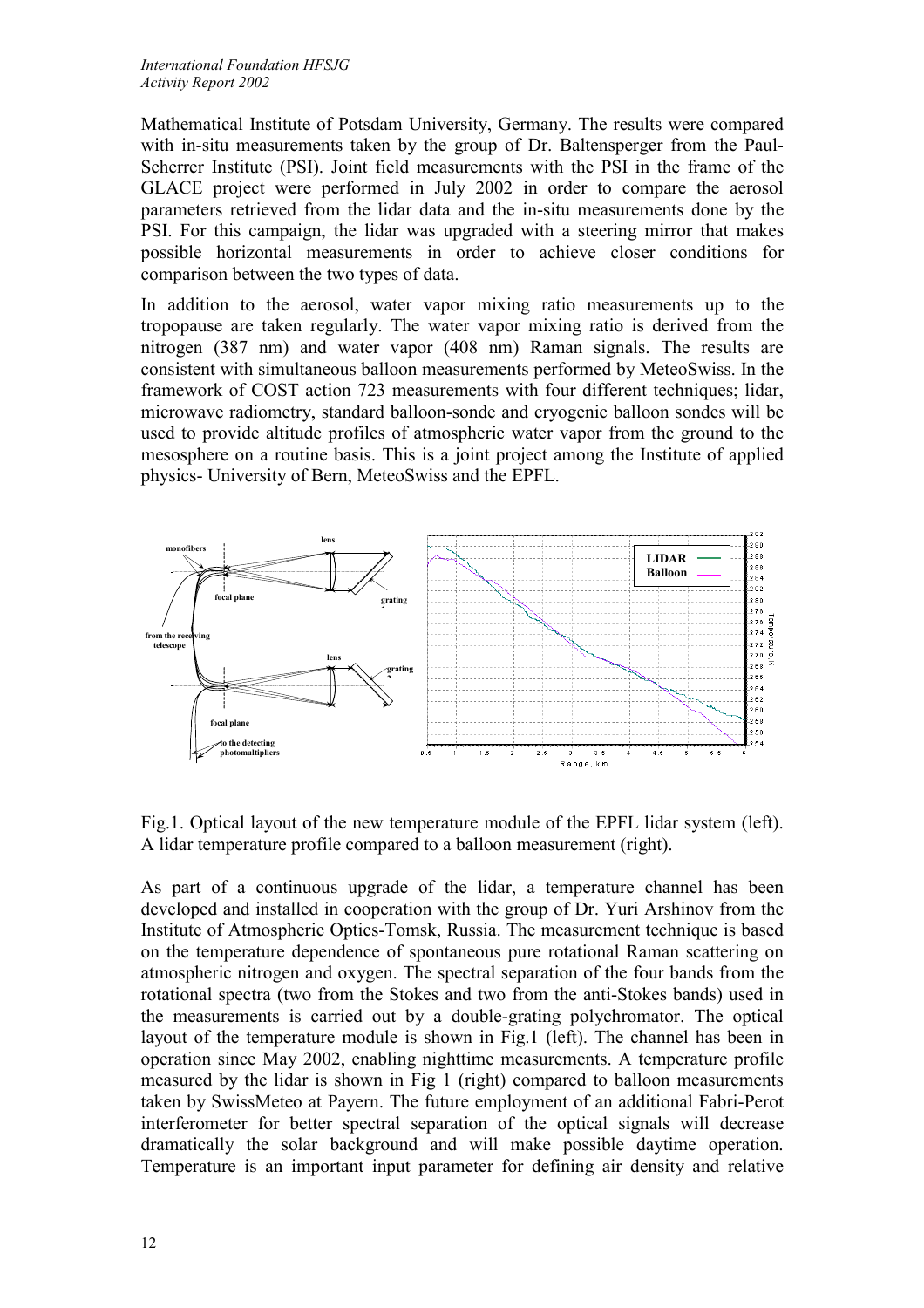Mathematical Institute of Potsdam University, Germany. The results were compared with in-situ measurements taken by the group of Dr. Baltensperger from the Paul-Scherrer Institute (PSI). Joint field measurements with the PSI in the frame of the GLACE project were performed in July 2002 in order to compare the aerosol parameters retrieved from the lidar data and the in-situ measurements done by the PSI. For this campaign, the lidar was upgraded with a steering mirror that makes possible horizontal measurements in order to achieve closer conditions for comparison between the two types of data.

In addition to the aerosol, water vapor mixing ratio measurements up to the tropopause are taken regularly. The water vapor mixing ratio is derived from the nitrogen (387 nm) and water vapor (408 nm) Raman signals. The results are consistent with simultaneous balloon measurements performed by MeteoSwiss. In the framework of COST action 723 measurements with four different techniques; lidar, microwave radiometry, standard balloon-sonde and cryogenic balloon sondes will be used to provide altitude profiles of atmospheric water vapor from the ground to the mesosphere on a routine basis. This is a joint project among the Institute of applied physics- University of Bern, MeteoSwiss and the EPFL.

Fig.1. Optical layout of the new temperature module of the EPFL lidar system (left). A lidar temperature profile compared to a balloon measurement (right).

As part of a continuous upgrade of the lidar, a temperature channel has been developed and installed in cooperation with the group of Dr. Yuri Arshinov from the Institute of Atmospheric Optics-Tomsk, Russia. The measurement technique is based on the temperature dependence of spontaneous pure rotational Raman scattering on atmospheric nitrogen and oxygen. The spectral separation of the four bands from the rotational spectra (two from the Stokes and two from the anti-Stokes bands) used in the measurements is carried out by a double-grating polychromator. The optical layout of the temperature module is shown in Fig.1 (left). The channel has been in operation since May 2002, enabling nighttime measurements. A temperature profile measured by the lidar is shown in Fig 1 (right) compared to balloon measurements taken by SwissMeteo at Payern. The future employment of an additional Fabri-Perot interferometer for better spectral separation of the optical signals will decrease dramatically the solar background and will make possible daytime operation. Temperature is an important input parameter for defining air density and relative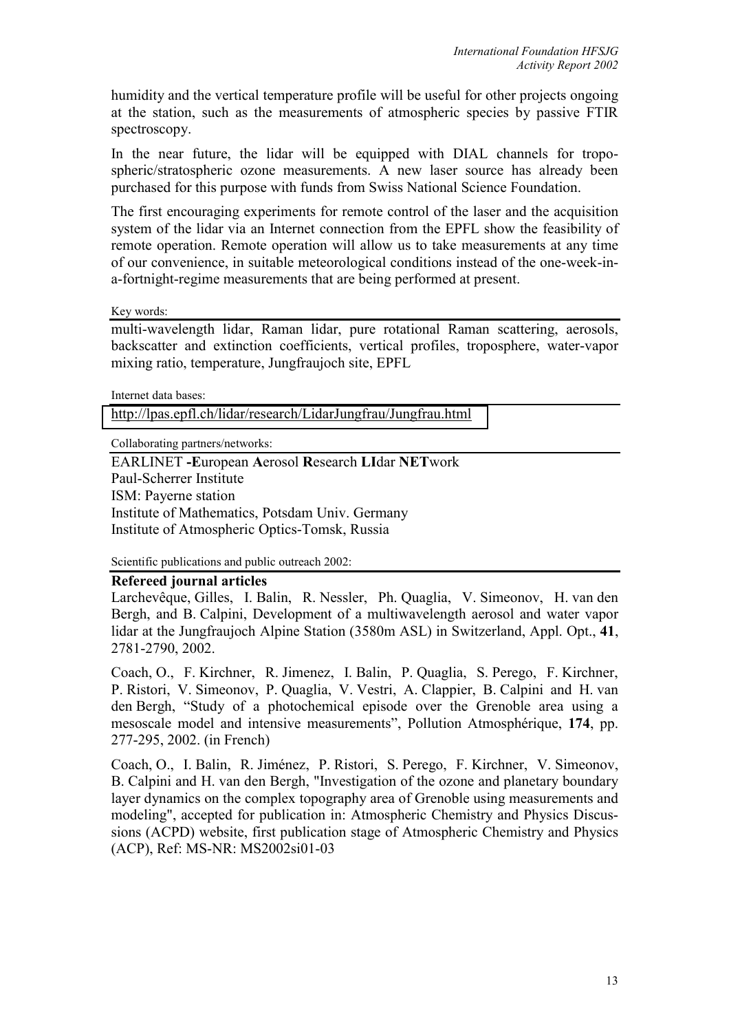humidity and the vertical temperature profile will be useful for other projects ongoing at the station, such as the measurements of atmospheric species by passive FTIR spectroscopy.

In the near future, the lidar will be equipped with DIAL channels for tropospheric/stratospheric ozone measurements. A new laser source has already been purchased for this purpose with funds from Swiss National Science Foundation.

The first encouraging experiments for remote control of the laser and the acquisition system of the lidar via an Internet connection from the EPFL show the feasibility of remote operation. Remote operation will allow us to take measurements at any time of our convenience, in suitable meteorological conditions instead of the one-week-in-a-fortnight-regime measurements that are being performed at present.

Key words:

multi-wavelength lidar, Raman lidar, pure rotational Raman scattering, aerosols, backscatter and extinction coefficients, vertical profiles, troposphere, water-vapor mixing ratio, temperature, Jungfraujoch site, EPFL

Internet data bases:

http://lpas.epfl.ch/lidar/research/LidarJungfrau/Jungfrau.html

Collaborating partners/networks:

EARLINET -**E**uropean **A**erosol **R**esearch **LI**dar **NET**work
Paul-Scherrer Institute
ISM: Payerne station
Institute of Mathematics, Potsdam Univ. Germany
Institute of Atmospheric Optics-Tomsk, Russia

Scientific publications and public outreach 2002:

**Refereed journal articles**

Larchevêque, Gilles, I. Balin, R. Nessler, Ph. Quaglia, V. Simeonov, H. van den Bergh, and B. Calpini, Development of a multiwavelength aerosol and water vapor lidar at the Jungfraujoch Alpine Station (3580m ASL) in Switzerland, Appl. Opt., **41**, 2781-2790, 2002.

Coach, O., F. Kirchner, R. Jimenez, I. Balin, P. Quaglia, S. Perego, F. Kirchner, P. Ristori, V. Simeonov, P. Quaglia, V. Vestri, A. Clappier, B. Calpini and H. van den Bergh, "Study of a photochemical episode over the Grenoble area using a mesoscale model and intensive measurements", Pollution Atmosphérique, **174**, pp. 277-295, 2002. (in French)

Coach, O., I. Balin, R. Jiménez, P. Ristori, S. Perego, F. Kirchner, V. Simeonov, B. Calpini and H. van den Bergh, "Investigation of the ozone and planetary boundary layer dynamics on the complex topography area of Grenoble using measurements and modeling", accepted for publication in: Atmospheric Chemistry and Physics Discussions (ACPD) website, first publication stage of Atmospheric Chemistry and Physics (ACP), Ref: MS-NR: MS2002si01-03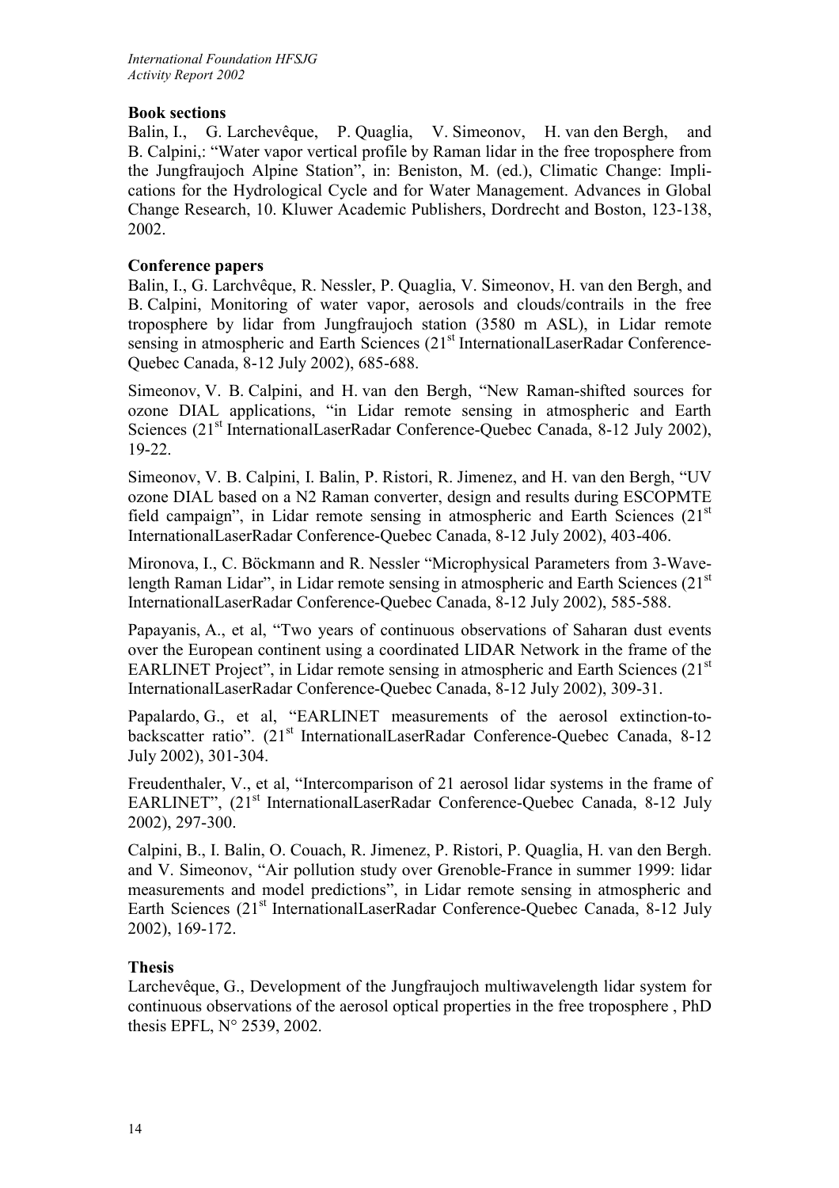### Book sections

Balin, I., G. Larchevêque, P. Quaglia, V. Simeonov, H. van den Bergh, and B. Calpini,: "Water vapor vertical profile by Raman lidar in the free troposphere from the Jungfraujoch Alpine Station", in: Beniston, M. (ed.), Climatic Change: Implications for the Hydrological Cycle and for Water Management. Advances in Global Change Research, 10. Kluwer Academic Publishers, Dordrecht and Boston, 123-138, 2002.

### Conference papers

Balin, I., G. Larchvêque, R. Nessler, P. Quaglia, V. Simeonov, H. van den Bergh, and B. Calpini, Monitoring of water vapor, aerosols and clouds/contrails in the free troposphere by lidar from Jungfraujoch station (3580 m ASL), in Lidar remote sensing in atmospheric and Earth Sciences (21st InternationalLaserRadar Conference-Quebec Canada, 8-12 July 2002), 685-688.

Simeonov, V. B. Calpini, and H. van den Bergh, "New Raman-shifted sources for ozone DIAL applications, "in Lidar remote sensing in atmospheric and Earth Sciences (21st InternationalLaserRadar Conference-Quebec Canada, 8-12 July 2002), 19-22.

Simeonov, V. B. Calpini, I. Balin, P. Ristori, R. Jimenez, and H. van den Bergh, "UV ozone DIAL based on a N2 Raman converter, design and results during ESCOPMTE field campaign", in Lidar remote sensing in atmospheric and Earth Sciences (21st InternationalLaserRadar Conference-Quebec Canada, 8-12 July 2002), 403-406.

Mironova, I., C. Böckmann and R. Nessler "Microphysical Parameters from 3-Wavelength Raman Lidar", in Lidar remote sensing in atmospheric and Earth Sciences (21st InternationalLaserRadar Conference-Quebec Canada, 8-12 July 2002), 585-588.

Papayanis, A., et al, "Two years of continuous observations of Saharan dust events over the European continent using a coordinated LIDAR Network in the frame of the EARLINET Project", in Lidar remote sensing in atmospheric and Earth Sciences (21st InternationalLaserRadar Conference-Quebec Canada, 8-12 July 2002), 309-31.

Papalardo, G., et al, "EARLINET measurements of the aerosol extinction-to-backscatter ratio". (21st InternationalLaserRadar Conference-Quebec Canada, 8-12 July 2002), 301-304.

Freudenthaler, V., et al, "Intercomparison of 21 aerosol lidar systems in the frame of EARLINET", (21st InternationalLaserRadar Conference-Quebec Canada, 8-12 July 2002), 297-300.

Calpini, B., I. Balin, O. Couach, R. Jimenez, P. Ristori, P. Quaglia, H. van den Bergh. and V. Simeonov, "Air pollution study over Grenoble-France in summer 1999: lidar measurements and model predictions", in Lidar remote sensing in atmospheric and Earth Sciences (21st InternationalLaserRadar Conference-Quebec Canada, 8-12 July 2002), 169-172.

### Thesis

Larchevêque, G., Development of the Jungfraujoch multiwavelength lidar system for continuous observations of the aerosol optical properties in the free troposphere , PhD thesis EPFL, N° 2539, 2002.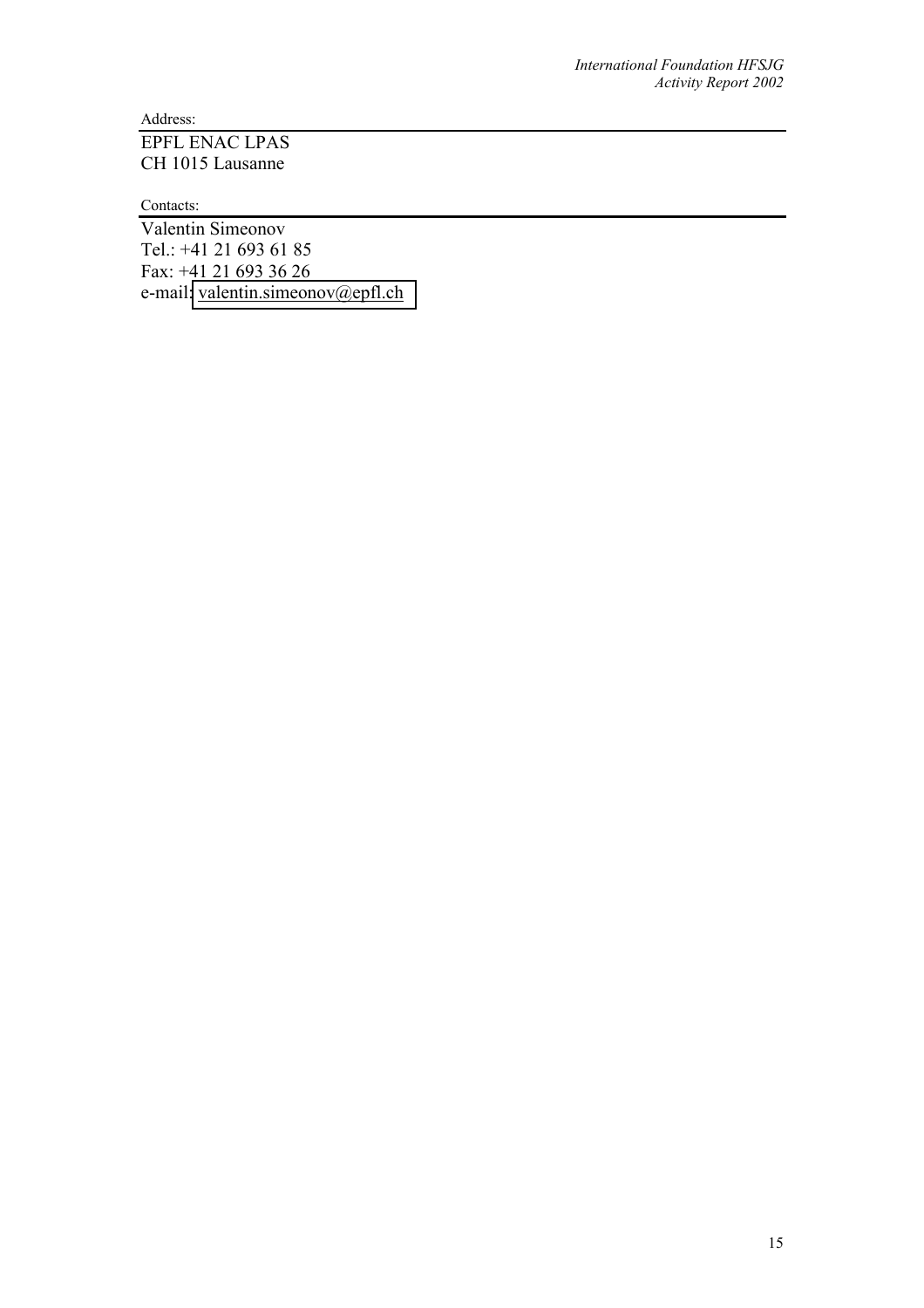Address:

EPFL ENAC LPAS
CH 1015 Lausanne

Contacts:

Valentin Simeonov
Tel.: +41 21 693 61 85
Fax: +41 21 693 36 26
e-mail: valentin.simeonov@epfl.ch